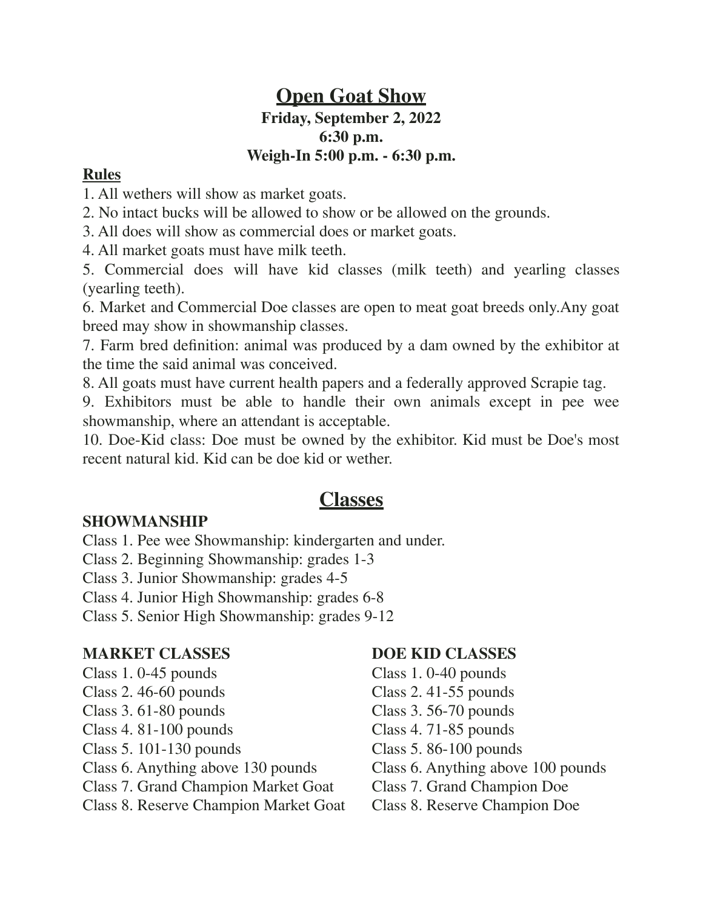# Open Goat Show

**Friday, September 2, 2022**
**6:30 p.m.**
**Weigh-In 5:00 p.m. - 6:30 p.m.**

**Rules**

1. All wethers will show as market goats.
2. No intact bucks will be allowed to show or be allowed on the grounds.
3. All does will show as commercial does or market goats.
4. All market goats must have milk teeth.
5. Commercial does will have kid classes (milk teeth) and yearling classes (yearling teeth).
6. Market and Commercial Doe classes are open to meat goat breeds only.Any goat breed may show in showmanship classes.
7. Farm bred definition: animal was produced by a dam owned by the exhibitor at the time the said animal was conceived.
8. All goats must have current health papers and a federally approved Scrapie tag.
9. Exhibitors must be able to handle their own animals except in pee wee showmanship, where an attendant is acceptable.
10. Doe-Kid class: Doe must be owned by the exhibitor. Kid must be Doe's most recent natural kid. Kid can be doe kid or wether.

## Classes

**SHOWMANSHIP**

Class 1. Pee wee Showmanship: kindergarten and under.
Class 2. Beginning Showmanship: grades 1-3
Class 3. Junior Showmanship: grades 4-5
Class 4. Junior High Showmanship: grades 6-8
Class 5. Senior High Showmanship: grades 9-12

**MARKET CLASSES**

Class 1. 0-45 pounds
Class 2. 46-60 pounds
Class 3. 61-80 pounds
Class 4. 81-100 pounds
Class 5. 101-130 pounds
Class 6. Anything above 130 pounds
Class 7. Grand Champion Market Goat
Class 8. Reserve Champion Market Goat

**DOE KID CLASSES**

Class 1. 0-40 pounds
Class 2. 41-55 pounds
Class 3. 56-70 pounds
Class 4. 71-85 pounds
Class 5. 86-100 pounds
Class 6. Anything above 100 pounds
Class 7. Grand Champion Doe
Class 8. Reserve Champion Doe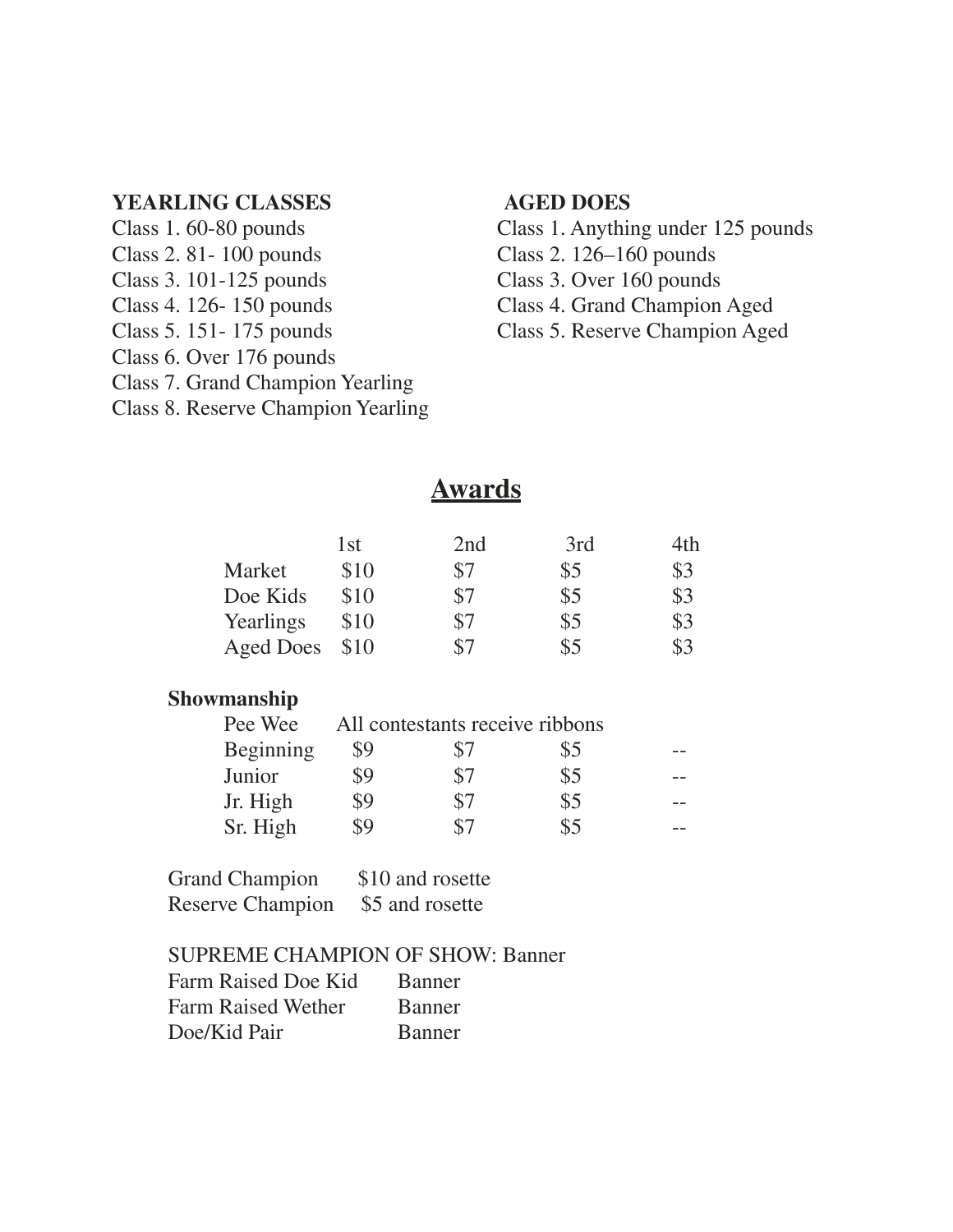**YEARLING CLASSES**

Class 1. 60-80 pounds
Class 2. 81- 100 pounds
Class 3. 101-125 pounds
Class 4. 126- 150 pounds
Class 5. 151- 175 pounds
Class 6. Over 176 pounds
Class 7. Grand Champion Yearling
Class 8. Reserve Champion Yearling

**AGED DOES**

Class 1. Anything under 125 pounds
Class 2. 126–160 pounds
Class 3. Over 160 pounds
Class 4. Grand Champion Aged
Class 5. Reserve Champion Aged

# Awards

| | 1st | 2nd | 3rd | 4th |
|---|---|---|---|---|
| Market | $10 | $7 | $5 | $3 |
| Doe Kids | $10 | $7 | $5 | $3 |
| Yearlings | $10 | $7 | $5 | $3 |
| Aged Does | $10 | $7 | $5 | $3 |

**Showmanship**

| | | | | |
|---|---|---|---|---|
| Pee Wee | All contestants receive ribbons | | | |
| Beginning | $9 | $7 | $5 | -- |
| Junior | $9 | $7 | $5 | -- |
| Jr. High | $9 | $7 | $5 | -- |
| Sr. High | $9 | $7 | $5 | -- |

Grand Champion $10 and rosette
Reserve Champion $5 and rosette

SUPREME CHAMPION OF SHOW: Banner
Farm Raised Doe Kid Banner
Farm Raised Wether Banner
Doe/Kid Pair Banner